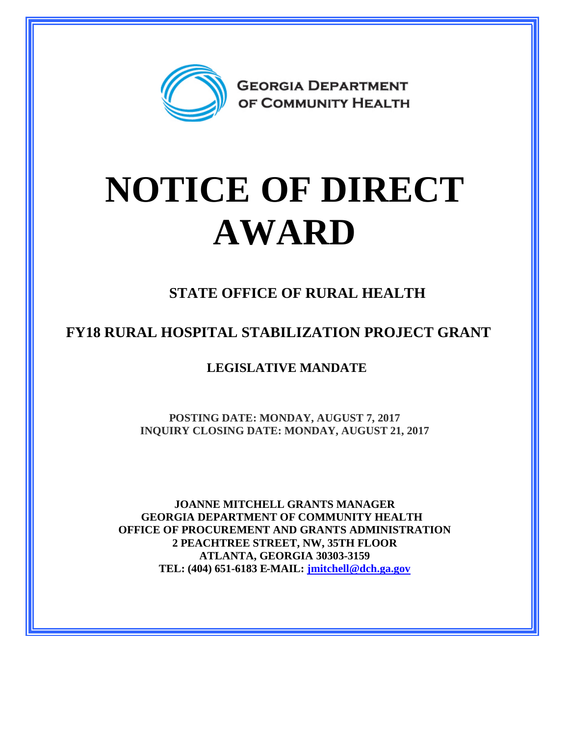GEORGIA DEPARTMENT OF COMMUNITY HEALTH

# NOTICE OF DIRECT AWARD

## STATE OFFICE OF RURAL HEALTH

## FY18 RURAL HOSPITAL STABILIZATION PROJECT GRANT

### LEGISLATIVE MANDATE

**POSTING DATE: MONDAY, AUGUST 7, 2017**
**INQUIRY CLOSING DATE: MONDAY, AUGUST 21, 2017**

**JOANNE MITCHELL GRANTS MANAGER**
**GEORGIA DEPARTMENT OF COMMUNITY HEALTH**
**OFFICE OF PROCUREMENT AND GRANTS ADMINISTRATION**
**2 PEACHTREE STREET, NW, 35TH FLOOR**
**ATLANTA, GEORGIA 30303-3159**
**TEL: (404) 651-6183 E-MAIL: jmitchell@dch.ga.gov**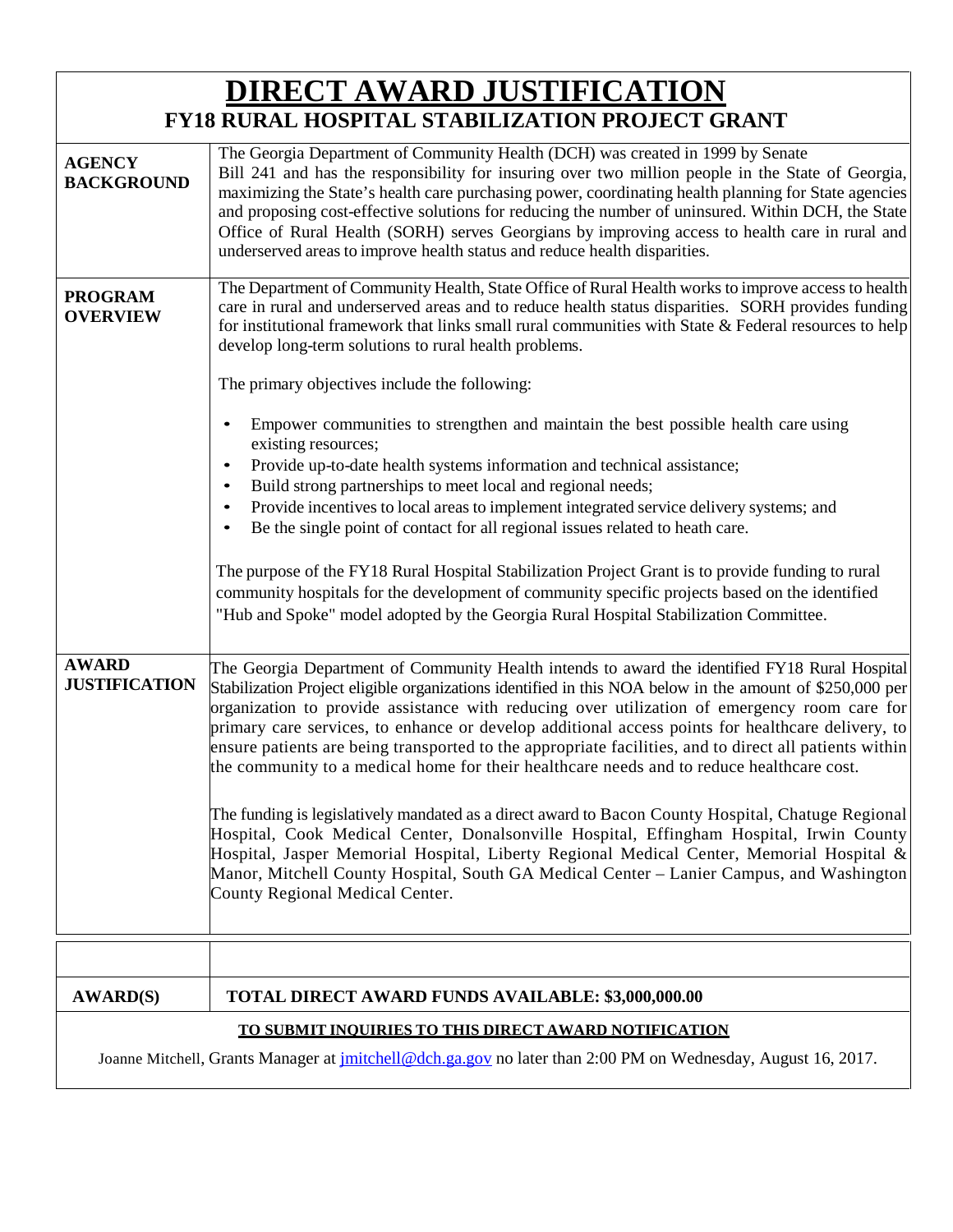# DIRECT AWARD JUSTIFICATION

## FY18 RURAL HOSPITAL STABILIZATION PROJECT GRANT

| | |
|---|---|
| **AGENCY BACKGROUND** | The Georgia Department of Community Health (DCH) was created in 1999 by Senate Bill 241 and has the responsibility for insuring over two million people in the State of Georgia, maximizing the State's health care purchasing power, coordinating health planning for State agencies and proposing cost-effective solutions for reducing the number of uninsured. Within DCH, the State Office of Rural Health (SORH) serves Georgians by improving access to health care in rural and underserved areas to improve health status and reduce health disparities. |
| **PROGRAM OVERVIEW** | The Department of Community Health, State Office of Rural Health works to improve access to health care in rural and underserved areas and to reduce health status disparities. SORH provides funding for institutional framework that links small rural communities with State & Federal resources to help develop long-term solutions to rural health problems.<br><br>The primary objectives include the following:<br><br>• Empower communities to strengthen and maintain the best possible health care using existing resources;<br>• Provide up-to-date health systems information and technical assistance;<br>• Build strong partnerships to meet local and regional needs;<br>• Provide incentives to local areas to implement integrated service delivery systems; and<br>• Be the single point of contact for all regional issues related to heath care.<br><br>The purpose of the FY18 Rural Hospital Stabilization Project Grant is to provide funding to rural community hospitals for the development of community specific projects based on the identified "Hub and Spoke" model adopted by the Georgia Rural Hospital Stabilization Committee. |
| **AWARD JUSTIFICATION** | The Georgia Department of Community Health intends to award the identified FY18 Rural Hospital Stabilization Project eligible organizations identified in this NOA below in the amount of $250,000 per organization to provide assistance with reducing over utilization of emergency room care for primary care services, to enhance or develop additional access points for healthcare delivery, to ensure patients are being transported to the appropriate facilities, and to direct all patients within the community to a medical home for their healthcare needs and to reduce healthcare cost.<br><br>The funding is legislatively mandated as a direct award to Bacon County Hospital, Chatuge Regional Hospital, Cook Medical Center, Donalsonville Hospital, Effingham Hospital, Irwin County Hospital, Jasper Memorial Hospital, Liberty Regional Medical Center, Memorial Hospital & Manor, Mitchell County Hospital, South GA Medical Center – Lanier Campus, and Washington County Regional Medical Center. |
| | |
| **AWARD(S)** | **TOTAL DIRECT AWARD FUNDS AVAILABLE: $3,000,000.00** |

**TO SUBMIT INQUIRIES TO THIS DIRECT AWARD NOTIFICATION**

Joanne Mitchell, Grants Manager at jmitchell@dch.ga.gov no later than 2:00 PM on Wednesday, August 16, 2017.